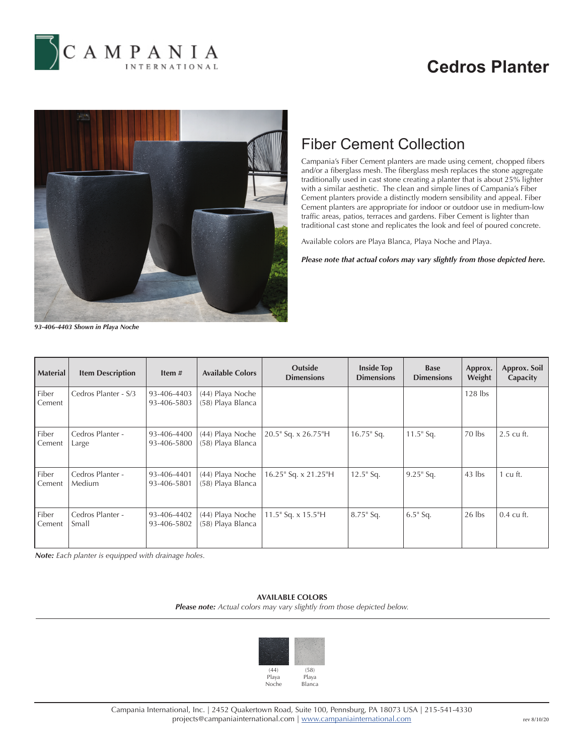# Cedros Planter

*93-406-4403 Shown in Playa Noche*

## Fiber Cement Collection

Campania's Fiber Cement planters are made using cement, chopped fibers and/or a fiberglass mesh. The fiberglass mesh replaces the stone aggregate traditionally used in cast stone creating a planter that is about 25% lighter with a similar aesthetic. The clean and simple lines of Campania's Fiber Cement planters provide a distinctly modern sensibility and appeal. Fiber Cement planters are appropriate for indoor or outdoor use in medium-low traffic areas, patios, terraces and gardens. Fiber Cement is lighter than traditional cast stone and replicates the look and feel of poured concrete.

Available colors are Playa Blanca, Playa Noche and Playa.

***Please note that actual colors may vary slightly from those depicted here.***

| Material | Item Description | Item # | Available Colors | Outside Dimensions | Inside Top Dimensions | Base Dimensions | Approx. Weight | Approx. Soil Capacity |
|---|---|---|---|---|---|---|---|---|
| Fiber Cement | Cedros Planter - S/3 | 93-406-4403<br>93-406-5803 | (44) Playa Noche<br>(58) Playa Blanca | | | | 128 lbs | |
| Fiber Cement | Cedros Planter - Large | 93-406-4400<br>93-406-5800 | (44) Playa Noche<br>(58) Playa Blanca | 20.5" Sq. x 26.75"H | 16.75" Sq. | 11.5" Sq. | 70 lbs | 2.5 cu ft. |
| Fiber Cement | Cedros Planter - Medium | 93-406-4401<br>93-406-5801 | (44) Playa Noche<br>(58) Playa Blanca | 16.25" Sq. x 21.25"H | 12.5" Sq. | 9.25" Sq. | 43 lbs | 1 cu ft. |
| Fiber Cement | Cedros Planter - Small | 93-406-4402<br>93-406-5802 | (44) Playa Noche<br>(58) Playa Blanca | 11.5" Sq. x 15.5"H | 8.75" Sq. | 6.5" Sq. | 26 lbs | 0.4 cu ft. |

***Note:*** *Each planter is equipped with drainage holes.*

**AVAILABLE COLORS**

***Please note:*** *Actual colors may vary slightly from those depicted below.*

(44) Playa Noche

(58) Playa Blanca

Campania International, Inc. | 2452 Quakertown Road, Suite 100, Pennsburg, PA 18073 USA | 215-541-4330
projects@campaniainternational.com | www.campaniainternational.com

rev 8/10/20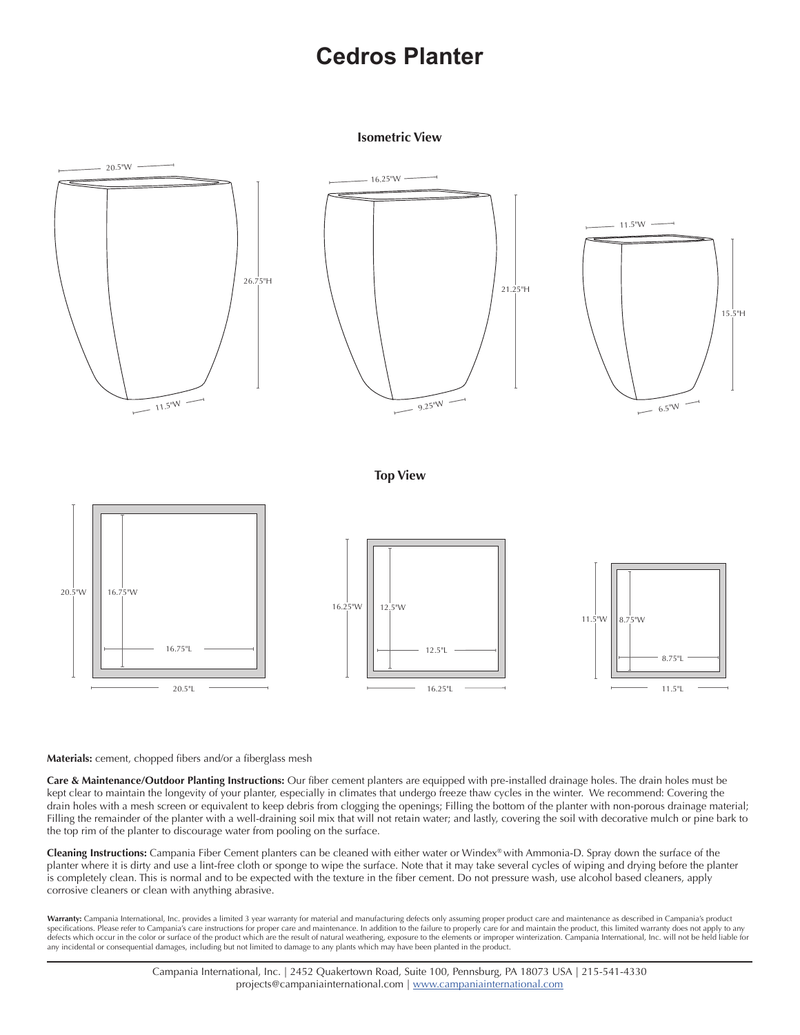# Cedros Planter

### Isometric View

20.5"W
26.75"H
11.5"W

16.25"W
21.25"H
9.25"W

11.5"W
15.5"H
6.5"W

### Top View

20.5"W
16.75"W
16.75"L
20.5"L

16.25"W
12.5"W
12.5"L
16.25"L

11.5"W
8.75"W
8.75"L
11.5"L

**Materials:** cement, chopped fibers and/or a fiberglass mesh

**Care & Maintenance/Outdoor Planting Instructions:** Our fiber cement planters are equipped with pre-installed drainage holes. The drain holes must be kept clear to maintain the longevity of your planter, especially in climates that undergo freeze thaw cycles in the winter. We recommend: Covering the drain holes with a mesh screen or equivalent to keep debris from clogging the openings; Filling the bottom of the planter with non-porous drainage material; Filling the remainder of the planter with a well-draining soil mix that will not retain water; and lastly, covering the soil with decorative mulch or pine bark to the top rim of the planter to discourage water from pooling on the surface.

**Cleaning Instructions:** Campania Fiber Cement planters can be cleaned with either water or Windex® with Ammonia-D. Spray down the surface of the planter where it is dirty and use a lint-free cloth or sponge to wipe the surface. Note that it may take several cycles of wiping and drying before the planter is completely clean. This is normal and to be expected with the texture in the fiber cement. Do not pressure wash, use alcohol based cleaners, apply corrosive cleaners or clean with anything abrasive.

**Warranty:** Campania International, Inc. provides a limited 3 year warranty for material and manufacturing defects only assuming proper product care and maintenance as described in Campania's product specifications. Please refer to Campania's care instructions for proper care and maintenance. In addition to the failure to properly care for and maintain the product, this limited warranty does not apply to any defects which occur in the color or surface of the product which are the result of natural weathering, exposure to the elements or improper winterization. Campania International, Inc. will not be held liable for any incidental or consequential damages, including but not limited to damage to any plants which may have been planted in the product.

Campania International, Inc. | 2452 Quakertown Road, Suite 100, Pennsburg, PA 18073 USA | 215-541-4330
projects@campaniainternational.com | www.campaniainternational.com